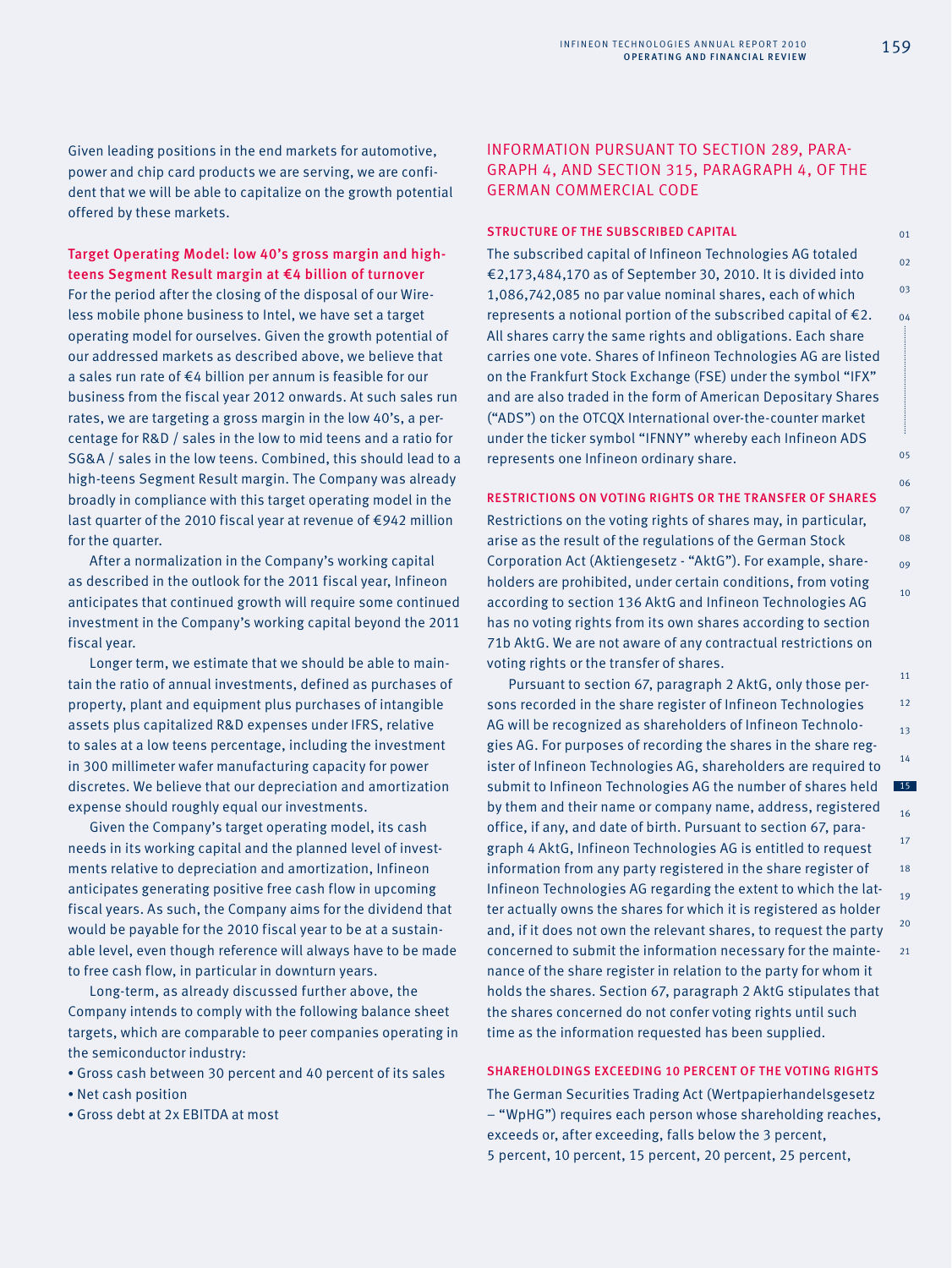Given leading positions in the end markets for automotive, power and chip card products we are serving, we are confident that we will be able to capitalize on the growth potential offered by these markets.

### Target Operating Model: low 40's gross margin and high-teens Segment Result margin at €4 billion of turnover

For the period after the closing of the disposal of our Wireless mobile phone business to Intel, we have set a target operating model for ourselves. Given the growth potential of our addressed markets as described above, we believe that a sales run rate of €4 billion per annum is feasible for our business from the fiscal year 2012 onwards. At such sales run rates, we are targeting a gross margin in the low 40's, a percentage for R&D / sales in the low to mid teens and a ratio for SG&A / sales in the low teens. Combined, this should lead to a high-teens Segment Result margin. The Company was already broadly in compliance with this target operating model in the last quarter of the 2010 fiscal year at revenue of €942 million for the quarter.

After a normalization in the Company's working capital as described in the outlook for the 2011 fiscal year, Infineon anticipates that continued growth will require some continued investment in the Company's working capital beyond the 2011 fiscal year.

Longer term, we estimate that we should be able to maintain the ratio of annual investments, defined as purchases of property, plant and equipment plus purchases of intangible assets plus capitalized R&D expenses under IFRS, relative to sales at a low teens percentage, including the investment in 300 millimeter wafer manufacturing capacity for power discretes. We believe that our depreciation and amortization expense should roughly equal our investments.

Given the Company's target operating model, its cash needs in its working capital and the planned level of investments relative to depreciation and amortization, Infineon anticipates generating positive free cash flow in upcoming fiscal years. As such, the Company aims for the dividend that would be payable for the 2010 fiscal year to be at a sustainable level, even though reference will always have to be made to free cash flow, in particular in downturn years.

Long-term, as already discussed further above, the Company intends to comply with the following balance sheet targets, which are comparable to peer companies operating in the semiconductor industry:

- Gross cash between 30 percent and 40 percent of its sales
- Net cash position
- Gross debt at 2x EBITDA at most

## INFORMATION PURSUANT TO SECTION 289, PARAGRAPH 4, AND SECTION 315, PARAGRAPH 4, OF THE GERMAN COMMERCIAL CODE

### STRUCTURE OF THE SUBSCRIBED CAPITAL

The subscribed capital of Infineon Technologies AG totaled €2,173,484,170 as of September 30, 2010. It is divided into 1,086,742,085 no par value nominal shares, each of which represents a notional portion of the subscribed capital of €2. All shares carry the same rights and obligations. Each share carries one vote. Shares of Infineon Technologies AG are listed on the Frankfurt Stock Exchange (FSE) under the symbol "IFX" and are also traded in the form of American Depositary Shares ("ADS") on the OTCQX International over-the-counter market under the ticker symbol "IFNNY" whereby each Infineon ADS represents one Infineon ordinary share.

### RESTRICTIONS ON VOTING RIGHTS OR THE TRANSFER OF SHARES

Restrictions on the voting rights of shares may, in particular, arise as the result of the regulations of the German Stock Corporation Act (Aktiengesetz - "AktG"). For example, shareholders are prohibited, under certain conditions, from voting according to section 136 AktG and Infineon Technologies AG has no voting rights from its own shares according to section 71b AktG. We are not aware of any contractual restrictions on voting rights or the transfer of shares.

Pursuant to section 67, paragraph 2 AktG, only those persons recorded in the share register of Infineon Technologies AG will be recognized as shareholders of Infineon Technologies AG. For purposes of recording the shares in the share register of Infineon Technologies AG, shareholders are required to submit to Infineon Technologies AG the number of shares held by them and their name or company name, address, registered office, if any, and date of birth. Pursuant to section 67, paragraph 4 AktG, Infineon Technologies AG is entitled to request information from any party registered in the share register of Infineon Technologies AG regarding the extent to which the latter actually owns the shares for which it is registered as holder and, if it does not own the relevant shares, to request the party concerned to submit the information necessary for the maintenance of the share register in relation to the party for whom it holds the shares. Section 67, paragraph 2 AktG stipulates that the shares concerned do not confer voting rights until such time as the information requested has been supplied.

### SHAREHOLDINGS EXCEEDING 10 PERCENT OF THE VOTING RIGHTS

The German Securities Trading Act (Wertpapierhandelsgesetz – "WpHG") requires each person whose shareholding reaches, exceeds or, after exceeding, falls below the 3 percent, 5 percent, 10 percent, 15 percent, 20 percent, 25 percent,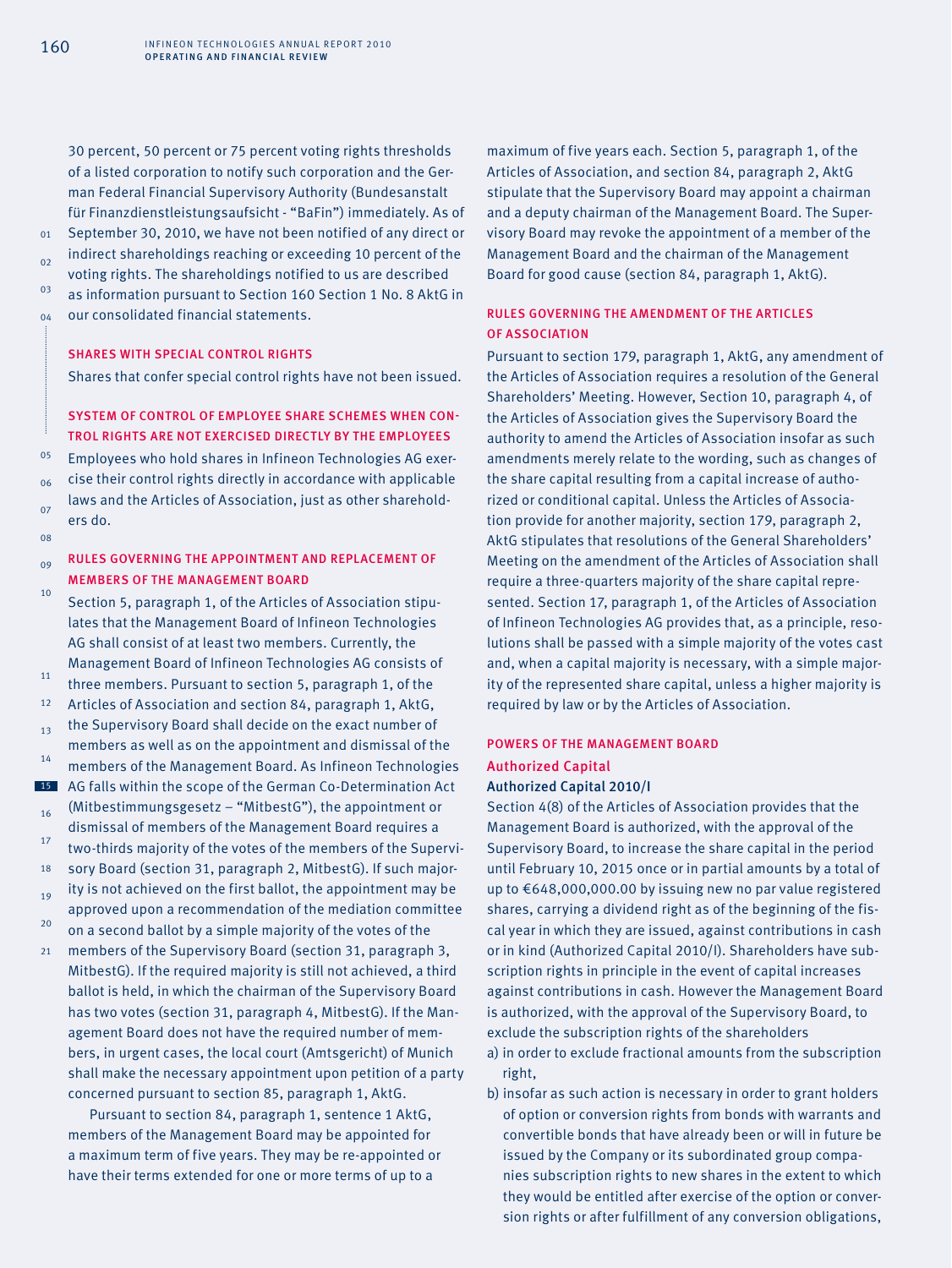30 percent, 50 percent or 75 percent voting rights thresholds of a listed corporation to notify such corporation and the German Federal Financial Supervisory Authority (Bundesanstalt für Finanzdienstleistungsaufsicht - "BaFin") immediately. As of September 30, 2010, we have not been notified of any direct or indirect shareholdings reaching or exceeding 10 percent of the voting rights. The shareholdings notified to us are described as information pursuant to Section 160 Section 1 No. 8 AktG in our consolidated financial statements.

### Shares with Special Control Rights

Shares that confer special control rights have not been issued.

### System of Control of Employee Share Schemes When Control Rights are not Exercised Directly by the Employees

Employees who hold shares in Infineon Technologies AG exercise their control rights directly in accordance with applicable laws and the Articles of Association, just as other shareholders do.

### Rules Governing the Appointment and Replacement of Members of the Management Board

Section 5, paragraph 1, of the Articles of Association stipulates that the Management Board of Infineon Technologies AG shall consist of at least two members. Currently, the Management Board of Infineon Technologies AG consists of three members. Pursuant to section 5, paragraph 1, of the Articles of Association and section 84, paragraph 1, AktG, the Supervisory Board shall decide on the exact number of members as well as on the appointment and dismissal of the members of the Management Board. As Infineon Technologies AG falls within the scope of the German Co-Determination Act (Mitbestimmungsgesetz – "MitbestG"), the appointment or dismissal of members of the Management Board requires a two-thirds majority of the votes of the members of the Supervisory Board (section 31, paragraph 2, MitbestG). If such majority is not achieved on the first ballot, the appointment may be approved upon a recommendation of the mediation committee on a second ballot by a simple majority of the votes of the members of the Supervisory Board (section 31, paragraph 3, MitbestG). If the required majority is still not achieved, a third ballot is held, in which the chairman of the Supervisory Board has two votes (section 31, paragraph 4, MitbestG). If the Management Board does not have the required number of members, in urgent cases, the local court (Amtsgericht) of Munich shall make the necessary appointment upon petition of a party concerned pursuant to section 85, paragraph 1, AktG.

Pursuant to section 84, paragraph 1, sentence 1 AktG, members of the Management Board may be appointed for a maximum term of five years. They may be re-appointed or have their terms extended for one or more terms of up to a maximum of five years each. Section 5, paragraph 1, of the Articles of Association, and section 84, paragraph 2, AktG stipulate that the Supervisory Board may appoint a chairman and a deputy chairman of the Management Board. The Supervisory Board may revoke the appointment of a member of the Management Board and the chairman of the Management Board for good cause (section 84, paragraph 1, AktG).

### Rules Governing the Amendment of the Articles of Association

Pursuant to section 179, paragraph 1, AktG, any amendment of the Articles of Association requires a resolution of the General Shareholders' Meeting. However, Section 10, paragraph 4, of the Articles of Association gives the Supervisory Board the authority to amend the Articles of Association insofar as such amendments merely relate to the wording, such as changes of the share capital resulting from a capital increase of authorized or conditional capital. Unless the Articles of Association provide for another majority, section 179, paragraph 2, AktG stipulates that resolutions of the General Shareholders' Meeting on the amendment of the Articles of Association shall require a three-quarters majority of the share capital represented. Section 17, paragraph 1, of the Articles of Association of Infineon Technologies AG provides that, as a principle, resolutions shall be passed with a simple majority of the votes cast and, when a capital majority is necessary, with a simple majority of the represented share capital, unless a higher majority is required by law or by the Articles of Association.

### Powers of the Management Board

#### Authorized Capital

**Authorized Capital 2010/I**

Section 4(8) of the Articles of Association provides that the Management Board is authorized, with the approval of the Supervisory Board, to increase the share capital in the period until February 10, 2015 once or in partial amounts by a total of up to €648,000,000.00 by issuing new no par value registered shares, carrying a dividend right as of the beginning of the fiscal year in which they are issued, against contributions in cash or in kind (Authorized Capital 2010/I). Shareholders have subscription rights in principle in the event of capital increases against contributions in cash. However the Management Board is authorized, with the approval of the Supervisory Board, to exclude the subscription rights of the shareholders

a) in order to exclude fractional amounts from the subscription right,
b) insofar as such action is necessary in order to grant holders of option or conversion rights from bonds with warrants and convertible bonds that have already been or will in future be issued by the Company or its subordinated group companies subscription rights to new shares in the extent to which they would be entitled after exercise of the option or conversion rights or after fulfillment of any conversion obligations,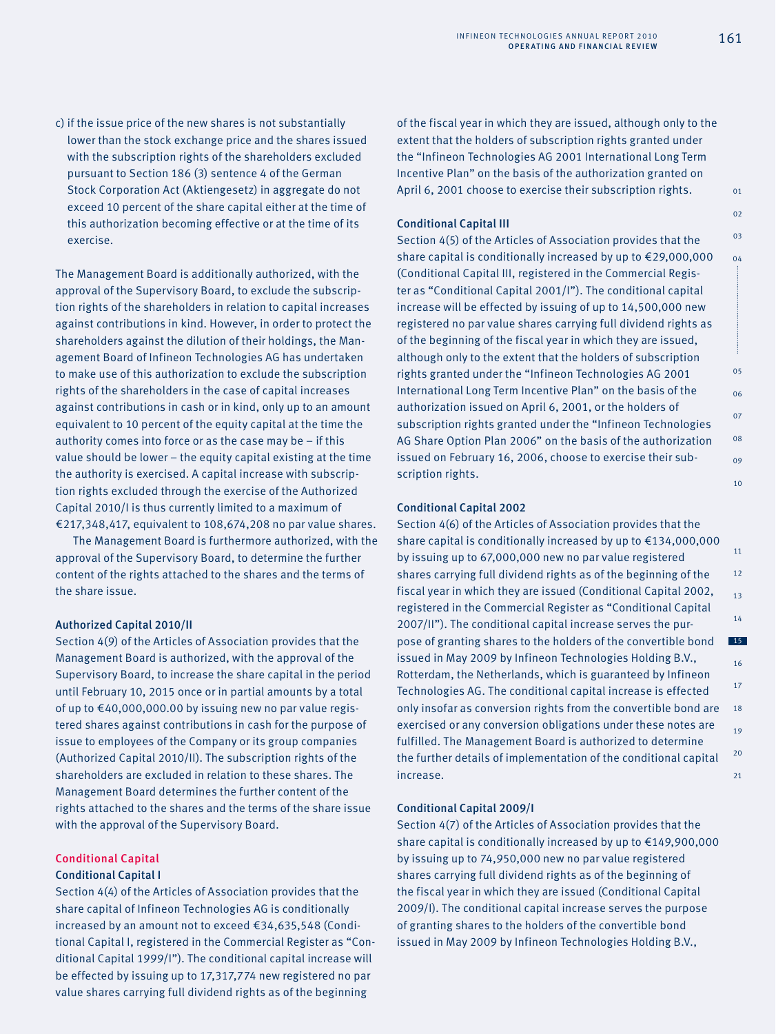c) if the issue price of the new shares is not substantially lower than the stock exchange price and the shares issued with the subscription rights of the shareholders excluded pursuant to Section 186 (3) sentence 4 of the German Stock Corporation Act (Aktiengesetz) in aggregate do not exceed 10 percent of the share capital either at the time of this authorization becoming effective or at the time of its exercise.

The Management Board is additionally authorized, with the approval of the Supervisory Board, to exclude the subscription rights of the shareholders in relation to capital increases against contributions in kind. However, in order to protect the shareholders against the dilution of their holdings, the Management Board of Infineon Technologies AG has undertaken to make use of this authorization to exclude the subscription rights of the shareholders in the case of capital increases against contributions in cash or in kind, only up to an amount equivalent to 10 percent of the equity capital at the time the authority comes into force or as the case may be – if this value should be lower – the equity capital existing at the time the authority is exercised. A capital increase with subscription rights excluded through the exercise of the Authorized Capital 2010/I is thus currently limited to a maximum of €217,348,417, equivalent to 108,674,208 no par value shares.

The Management Board is furthermore authorized, with the approval of the Supervisory Board, to determine the further content of the rights attached to the shares and the terms of the share issue.

#### Authorized Capital 2010/II

Section 4(9) of the Articles of Association provides that the Management Board is authorized, with the approval of the Supervisory Board, to increase the share capital in the period until February 10, 2015 once or in partial amounts by a total of up to €40,000,000.00 by issuing new no par value registered shares against contributions in cash for the purpose of issue to employees of the Company or its group companies (Authorized Capital 2010/II). The subscription rights of the shareholders are excluded in relation to these shares. The Management Board determines the further content of the rights attached to the shares and the terms of the share issue with the approval of the Supervisory Board.

### Conditional Capital

#### Conditional Capital I

Section 4(4) of the Articles of Association provides that the share capital of Infineon Technologies AG is conditionally increased by an amount not to exceed €34,635,548 (Conditional Capital I, registered in the Commercial Register as "Conditional Capital 1999/I"). The conditional capital increase will be effected by issuing up to 17,317,774 new registered no par value shares carrying full dividend rights as of the beginning of the fiscal year in which they are issued, although only to the extent that the holders of subscription rights granted under the "Infineon Technologies AG 2001 International Long Term Incentive Plan" on the basis of the authorization granted on April 6, 2001 choose to exercise their subscription rights.

#### Conditional Capital III

Section 4(5) of the Articles of Association provides that the share capital is conditionally increased by up to €29,000,000 (Conditional Capital III, registered in the Commercial Register as "Conditional Capital 2001/I"). The conditional capital increase will be effected by issuing of up to 14,500,000 new registered no par value shares carrying full dividend rights as of the beginning of the fiscal year in which they are issued, although only to the extent that the holders of subscription rights granted under the "Infineon Technologies AG 2001 International Long Term Incentive Plan" on the basis of the authorization issued on April 6, 2001, or the holders of subscription rights granted under the "Infineon Technologies AG Share Option Plan 2006" on the basis of the authorization issued on February 16, 2006, choose to exercise their subscription rights.

#### Conditional Capital 2002

Section 4(6) of the Articles of Association provides that the share capital is conditionally increased by up to €134,000,000 by issuing up to 67,000,000 new no par value registered shares carrying full dividend rights as of the beginning of the fiscal year in which they are issued (Conditional Capital 2002, registered in the Commercial Register as "Conditional Capital 2007/II"). The conditional capital increase serves the purpose of granting shares to the holders of the convertible bond issued in May 2009 by Infineon Technologies Holding B.V., Rotterdam, the Netherlands, which is guaranteed by Infineon Technologies AG. The conditional capital increase is effected only insofar as conversion rights from the convertible bond are exercised or any conversion obligations under these notes are fulfilled. The Management Board is authorized to determine the further details of implementation of the conditional capital increase.

#### Conditional Capital 2009/I

Section 4(7) of the Articles of Association provides that the share capital is conditionally increased by up to €149,900,000 by issuing up to 74,950,000 new no par value registered shares carrying full dividend rights as of the beginning of the fiscal year in which they are issued (Conditional Capital 2009/I). The conditional capital increase serves the purpose of granting shares to the holders of the convertible bond issued in May 2009 by Infineon Technologies Holding B.V.,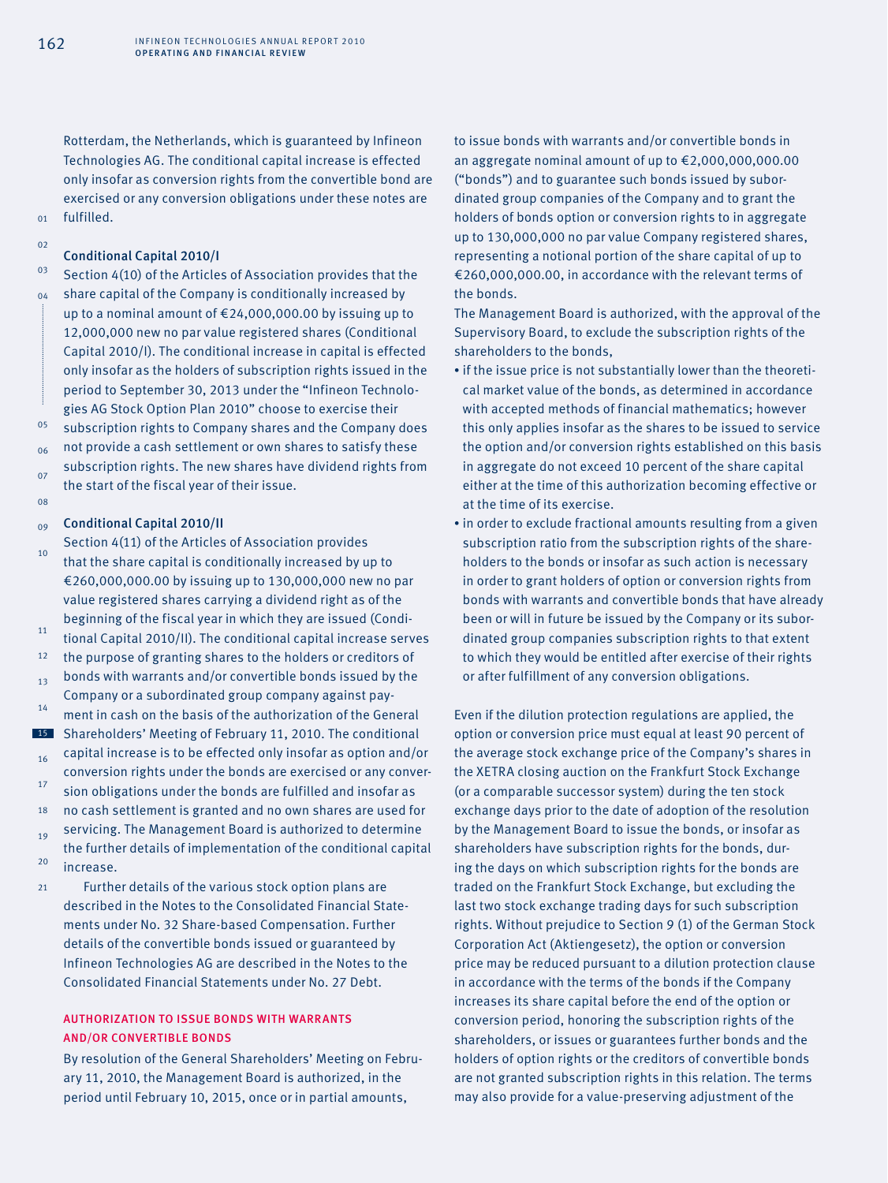Rotterdam, the Netherlands, which is guaranteed by Infineon Technologies AG. The conditional capital increase is effected only insofar as conversion rights from the convertible bond are exercised or any conversion obligations under these notes are fulfilled.

### Conditional Capital 2010/I

Section 4(10) of the Articles of Association provides that the share capital of the Company is conditionally increased by up to a nominal amount of €24,000,000.00 by issuing up to 12,000,000 new no par value registered shares (Conditional Capital 2010/I). The conditional increase in capital is effected only insofar as the holders of subscription rights issued in the period to September 30, 2013 under the "Infineon Technologies AG Stock Option Plan 2010" choose to exercise their subscription rights to Company shares and the Company does not provide a cash settlement or own shares to satisfy these subscription rights. The new shares have dividend rights from the start of the fiscal year of their issue.

### Conditional Capital 2010/II

Section 4(11) of the Articles of Association provides that the share capital is conditionally increased by up to €260,000,000.00 by issuing up to 130,000,000 new no par value registered shares carrying a dividend right as of the beginning of the fiscal year in which they are issued (Conditional Capital 2010/II). The conditional capital increase serves the purpose of granting shares to the holders or creditors of bonds with warrants and/or convertible bonds issued by the Company or a subordinated group company against payment in cash on the basis of the authorization of the General Shareholders' Meeting of February 11, 2010. The conditional capital increase is to be effected only insofar as option and/or conversion rights under the bonds are exercised or any conversion obligations under the bonds are fulfilled and insofar as no cash settlement is granted and no own shares are used for servicing. The Management Board is authorized to determine the further details of implementation of the conditional capital increase.

Further details of the various stock option plans are described in the Notes to the Consolidated Financial Statements under No. 32 Share-based Compensation. Further details of the convertible bonds issued or guaranteed by Infineon Technologies AG are described in the Notes to the Consolidated Financial Statements under No. 27 Debt.

## AUTHORIZATION TO ISSUE BONDS WITH WARRANTS AND/OR CONVERTIBLE BONDS

By resolution of the General Shareholders' Meeting on February 11, 2010, the Management Board is authorized, in the period until February 10, 2015, once or in partial amounts, to issue bonds with warrants and/or convertible bonds in an aggregate nominal amount of up to €2,000,000,000.00 ("bonds") and to guarantee such bonds issued by subordinated group companies of the Company and to grant the holders of bonds option or conversion rights to in aggregate up to 130,000,000 no par value Company registered shares, representing a notional portion of the share capital of up to €260,000,000.00, in accordance with the relevant terms of the bonds.

The Management Board is authorized, with the approval of the Supervisory Board, to exclude the subscription rights of the shareholders to the bonds,

- if the issue price is not substantially lower than the theoretical market value of the bonds, as determined in accordance with accepted methods of financial mathematics; however this only applies insofar as the shares to be issued to service the option and/or conversion rights established on this basis in aggregate do not exceed 10 percent of the share capital either at the time of this authorization becoming effective or at the time of its exercise.
- in order to exclude fractional amounts resulting from a given subscription ratio from the subscription rights of the shareholders to the bonds or insofar as such action is necessary in order to grant holders of option or conversion rights from bonds with warrants and convertible bonds that have already been or will in future be issued by the Company or its subordinated group companies subscription rights to that extent to which they would be entitled after exercise of their rights or after fulfillment of any conversion obligations.

Even if the dilution protection regulations are applied, the option or conversion price must equal at least 90 percent of the average stock exchange price of the Company's shares in the XETRA closing auction on the Frankfurt Stock Exchange (or a comparable successor system) during the ten stock exchange days prior to the date of adoption of the resolution by the Management Board to issue the bonds, or insofar as shareholders have subscription rights for the bonds, during the days on which subscription rights for the bonds are traded on the Frankfurt Stock Exchange, but excluding the last two stock exchange trading days for such subscription rights. Without prejudice to Section 9 (1) of the German Stock Corporation Act (Aktiengesetz), the option or conversion price may be reduced pursuant to a dilution protection clause in accordance with the terms of the bonds if the Company increases its share capital before the end of the option or conversion period, honoring the subscription rights of the shareholders, or issues or guarantees further bonds and the holders of option rights or the creditors of convertible bonds are not granted subscription rights in this relation. The terms may also provide for a value-preserving adjustment of the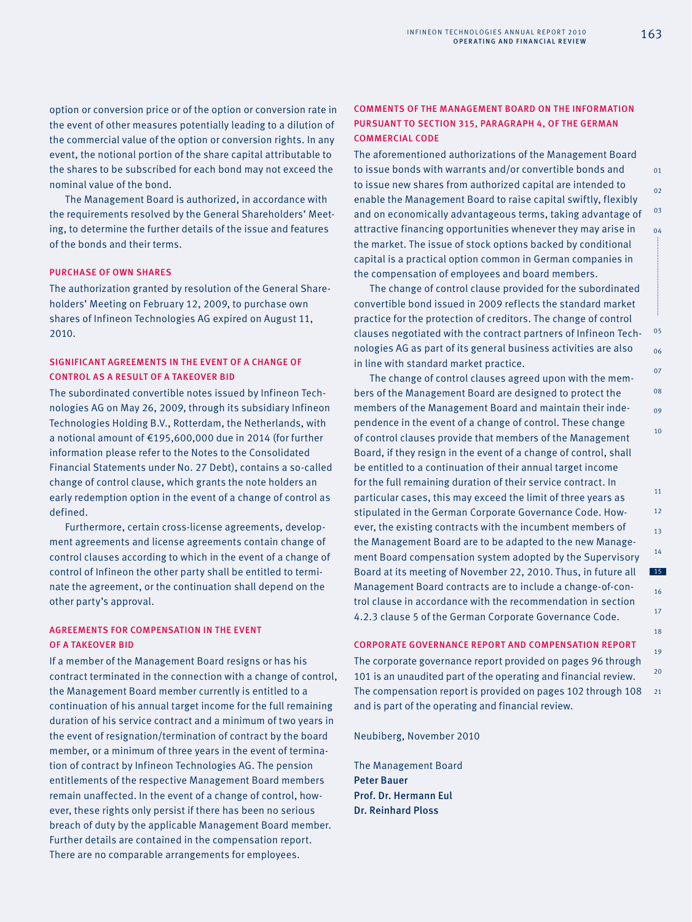option or conversion price or of the option or conversion rate in the event of other measures potentially leading to a dilution of the commercial value of the option or conversion rights. In any event, the notional portion of the share capital attributable to the shares to be subscribed for each bond may not exceed the nominal value of the bond.

The Management Board is authorized, in accordance with the requirements resolved by the General Shareholders' Meeting, to determine the further details of the issue and features of the bonds and their terms.

## PURCHASE OF OWN SHARES

The authorization granted by resolution of the General Shareholders' Meeting on February 12, 2009, to purchase own shares of Infineon Technologies AG expired on August 11, 2010.

## SIGNIFICANT AGREEMENTS IN THE EVENT OF A CHANGE OF CONTROL AS A RESULT OF A TAKEOVER BID

The subordinated convertible notes issued by Infineon Technologies AG on May 26, 2009, through its subsidiary Infineon Technologies Holding B.V., Rotterdam, the Netherlands, with a notional amount of €195,600,000 due in 2014 (for further information please refer to the Notes to the Consolidated Financial Statements under No. 27 Debt), contains a so-called change of control clause, which grants the note holders an early redemption option in the event of a change of control as defined.

Furthermore, certain cross-license agreements, development agreements and license agreements contain change of control clauses according to which in the event of a change of control of Infineon the other party shall be entitled to terminate the agreement, or the continuation shall depend on the other party's approval.

## AGREEMENTS FOR COMPENSATION IN THE EVENT OF A TAKEOVER BID

If a member of the Management Board resigns or has his contract terminated in the connection with a change of control, the Management Board member currently is entitled to a continuation of his annual target income for the full remaining duration of his service contract and a minimum of two years in the event of resignation/termination of contract by the board member, or a minimum of three years in the event of termination of contract by Infineon Technologies AG. The pension entitlements of the respective Management Board members remain unaffected. In the event of a change of control, however, these rights only persist if there has been no serious breach of duty by the applicable Management Board member. Further details are contained in the compensation report. There are no comparable arrangements for employees.

## COMMENTS OF THE MANAGEMENT BOARD ON THE INFORMATION PURSUANT TO SECTION 315, PARAGRAPH 4, OF THE GERMAN COMMERCIAL CODE

The aforementioned authorizations of the Management Board to issue bonds with warrants and/or convertible bonds and to issue new shares from authorized capital are intended to enable the Management Board to raise capital swiftly, flexibly and on economically advantageous terms, taking advantage of attractive financing opportunities whenever they may arise in the market. The issue of stock options backed by conditional capital is a practical option common in German companies in the compensation of employees and board members.

The change of control clause provided for the subordinated convertible bond issued in 2009 reflects the standard market practice for the protection of creditors. The change of control clauses negotiated with the contract partners of Infineon Technologies AG as part of its general business activities are also in line with standard market practice.

The change of control clauses agreed upon with the members of the Management Board are designed to protect the members of the Management Board and maintain their independence in the event of a change of control. These change of control clauses provide that members of the Management Board, if they resign in the event of a change of control, shall be entitled to a continuation of their annual target income for the full remaining duration of their service contract. In particular cases, this may exceed the limit of three years as stipulated in the German Corporate Governance Code. However, the existing contracts with the incumbent members of the Management Board are to be adapted to the new Management Board compensation system adopted by the Supervisory Board at its meeting of November 22, 2010. Thus, in future all Management Board contracts are to include a change-of-control clause in accordance with the recommendation in section 4.2.3 clause 5 of the German Corporate Governance Code.

## CORPORATE GOVERNANCE REPORT AND COMPENSATION REPORT

The corporate governance report provided on pages 96 through 101 is an unaudited part of the operating and financial review. The compensation report is provided on pages 102 through 108 and is part of the operating and financial review.

Neubiberg, November 2010

The Management Board
**Peter Bauer**
**Prof. Dr. Hermann Eul**
**Dr. Reinhard Ploss**